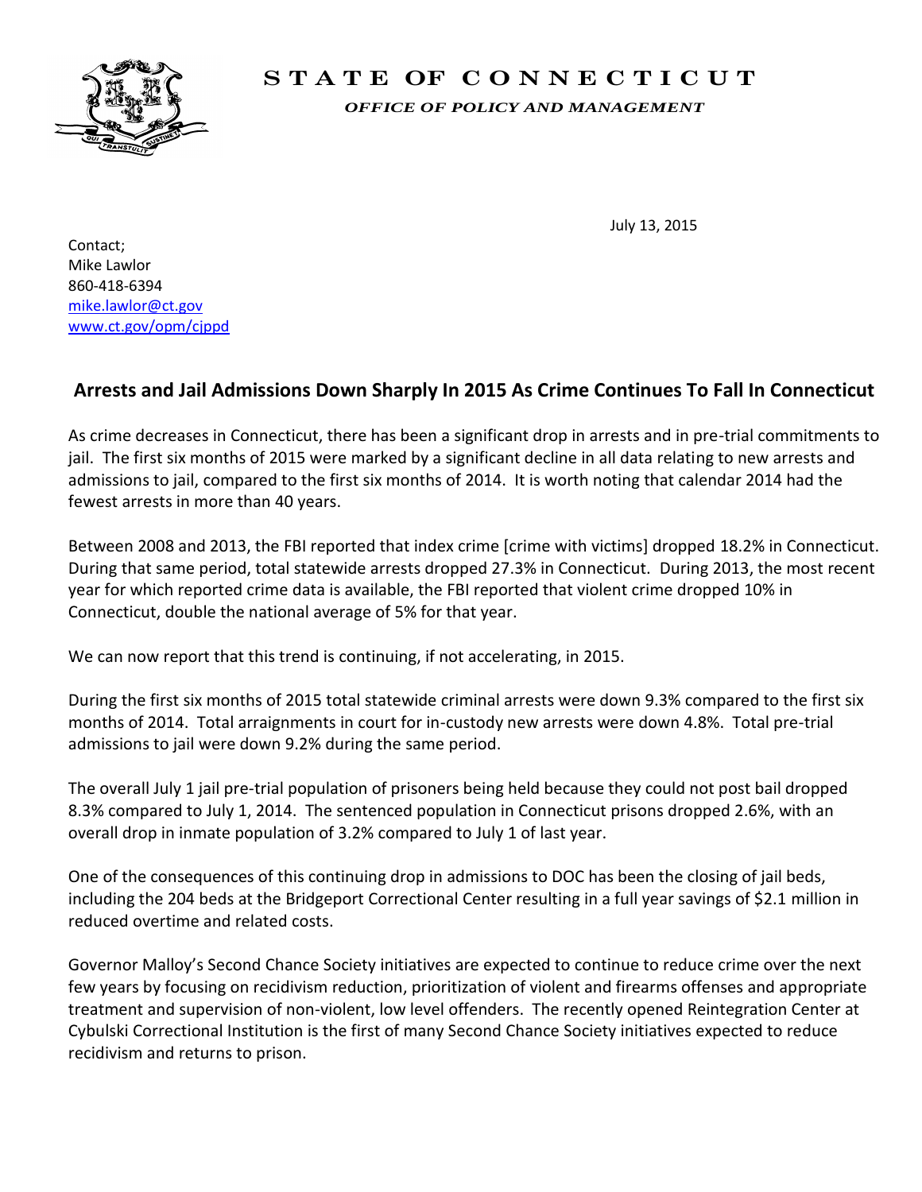# STATE OF CONNECTICUT

*OFFICE OF POLICY AND MANAGEMENT*

July 13, 2015

Contact;
Mike Lawlor
860-418-6394
mike.lawlor@ct.gov
www.ct.gov/opm/cjppd

## Arrests and Jail Admissions Down Sharply In 2015 As Crime Continues To Fall In Connecticut

As crime decreases in Connecticut, there has been a significant drop in arrests and in pre-trial commitments to jail. The first six months of 2015 were marked by a significant decline in all data relating to new arrests and admissions to jail, compared to the first six months of 2014. It is worth noting that calendar 2014 had the fewest arrests in more than 40 years.

Between 2008 and 2013, the FBI reported that index crime [crime with victims] dropped 18.2% in Connecticut. During that same period, total statewide arrests dropped 27.3% in Connecticut. During 2013, the most recent year for which reported crime data is available, the FBI reported that violent crime dropped 10% in Connecticut, double the national average of 5% for that year.

We can now report that this trend is continuing, if not accelerating, in 2015.

During the first six months of 2015 total statewide criminal arrests were down 9.3% compared to the first six months of 2014. Total arraignments in court for in-custody new arrests were down 4.8%. Total pre-trial admissions to jail were down 9.2% during the same period.

The overall July 1 jail pre-trial population of prisoners being held because they could not post bail dropped 8.3% compared to July 1, 2014. The sentenced population in Connecticut prisons dropped 2.6%, with an overall drop in inmate population of 3.2% compared to July 1 of last year.

One of the consequences of this continuing drop in admissions to DOC has been the closing of jail beds, including the 204 beds at the Bridgeport Correctional Center resulting in a full year savings of $2.1 million in reduced overtime and related costs.

Governor Malloy's Second Chance Society initiatives are expected to continue to reduce crime over the next few years by focusing on recidivism reduction, prioritization of violent and firearms offenses and appropriate treatment and supervision of non-violent, low level offenders. The recently opened Reintegration Center at Cybulski Correctional Institution is the first of many Second Chance Society initiatives expected to reduce recidivism and returns to prison.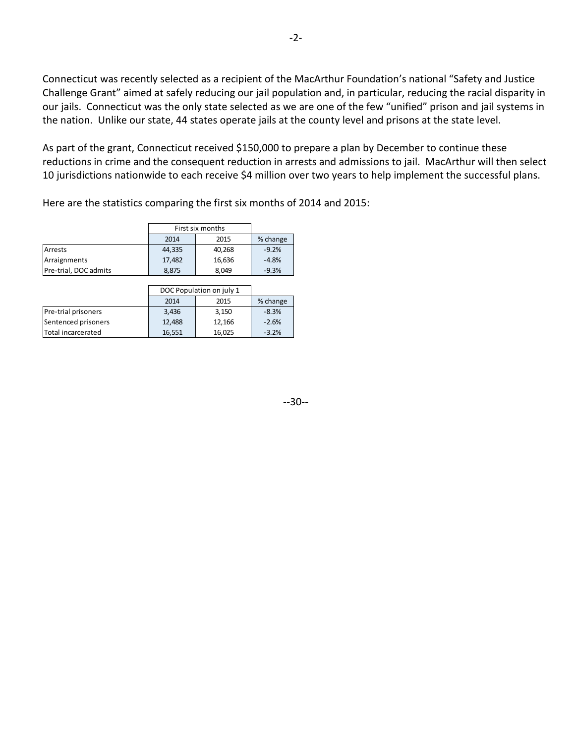Connecticut was recently selected as a recipient of the MacArthur Foundation's national "Safety and Justice Challenge Grant" aimed at safely reducing our jail population and, in particular, reducing the racial disparity in our jails. Connecticut was the only state selected as we are one of the few "unified" prison and jail systems in the nation. Unlike our state, 44 states operate jails at the county level and prisons at the state level.

As part of the grant, Connecticut received $150,000 to prepare a plan by December to continue these reductions in crime and the consequent reduction in arrests and admissions to jail. MacArthur will then select 10 jurisdictions nationwide to each receive $4 million over two years to help implement the successful plans.

Here are the statistics comparing the first six months of 2014 and 2015:

| | First six months | | |
|---|---|---|---|
| | 2014 | 2015 | % change |
| Arrests | 44,335 | 40,268 | -9.2% |
| Arraignments | 17,482 | 16,636 | -4.8% |
| Pre-trial, DOC admits | 8,875 | 8,049 | -9.3% |

| | DOC Population on july 1 | | |
|---|---|---|---|
| | 2014 | 2015 | % change |
| Pre-trial prisoners | 3,436 | 3,150 | -8.3% |
| Sentenced prisoners | 12,488 | 12,166 | -2.6% |
| Total incarcerated | 16,551 | 16,025 | -3.2% |

--30--